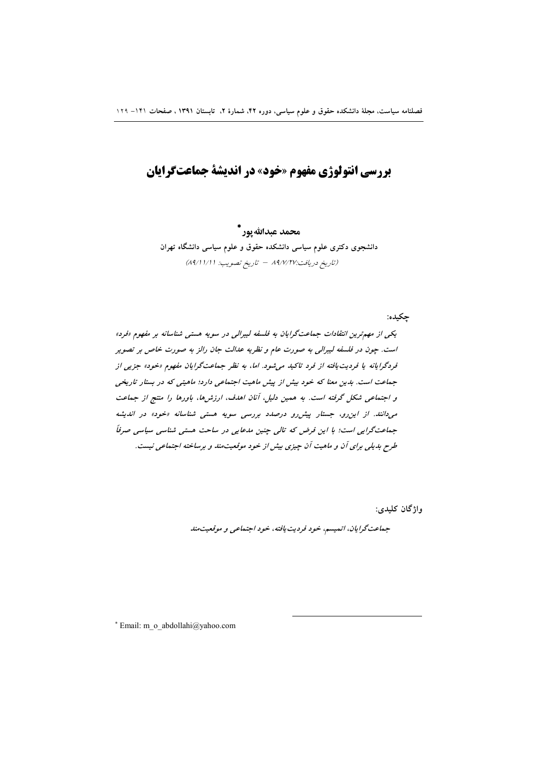# بررسی انتولوژی مفهوم «خود» در اندیشهٔ جماعت‌گرایان

**محمد عبدالله پور** *

دانشجوی دکتری علوم سیاسی دانشکده حقوق و علوم سیاسی دانشگاه تهران

*(تاریخ دریافت:۸۹/۷/۲۷ – تاریخ تصویب: ۸۹/۱۱/۱۱)*

**چکیده:**

*یکی از مهم‌ترین انتقادات جماعت‌گرایان به فلسفه لیبرالی در سویه هستی شناسانه بر مفهوم «فرد» است. چون در فلسفه لیبرالی به صورت عام و نظریه عدالت جان رالز به صورت خاص بر تصویر فردگرایانه یا فردیت‌یافته از فرد تاکید می‌شود. اما، به نظر جماعت‌گرایان مفهوم «خود» جزیی از جماعت است. بدین معنا که خود بیش از پیش ماهیت اجتماعی دارد؛ ماهیتی که در بستار تاریخی و اجتماعی شکل گرفته است. به همین دلیل، آنان اهداف، ارزش‌ها، باورها را منتج از جماعت می‌دانند. از این‌رو، جستار پیش‌رو درصدد بررسی سویه هستی شناسانه «خود» در اندیشه جماعت‌گرایی است؛ با این فرض که تالی چنین مدعایی در ساحت هستی شناسی سیاسی صرفاً طرح بدیلی برای آن و ماهیت آن چیزی بیش از خود موقعیت‌مند و برساخته اجتماعی نیست.*

**واژگان کلیدی:**

*جماعت‌گرایان، اتمیسم، خود فردیت‌یافته، خود اجتماعی و موقعیت‌مند*

---

\* Email: m_o_abdollahi@yahoo.com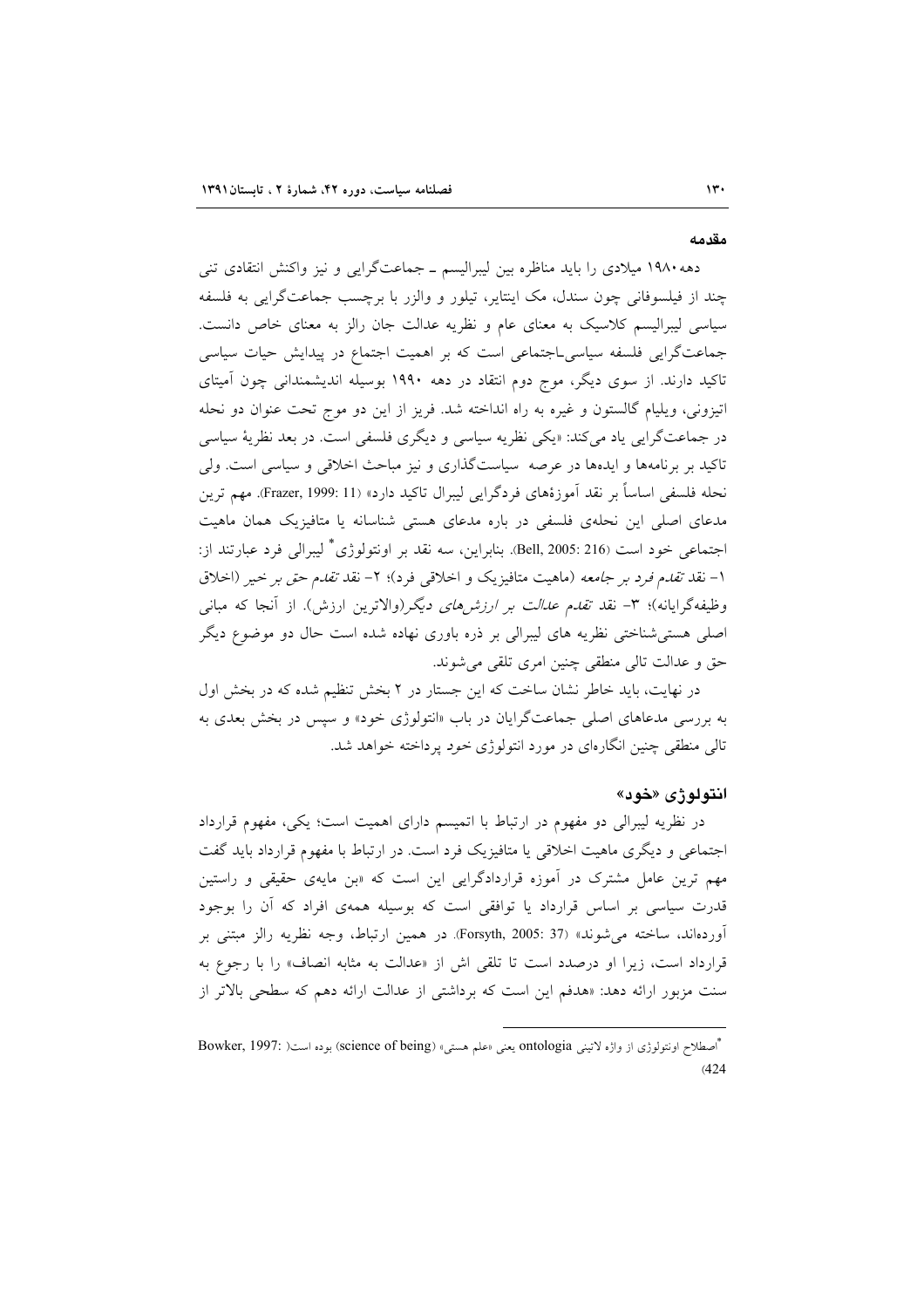## مقدمه

دهه ۱۹۸۰ میلادی را باید مناظره بین لیبرالیسم ـ جماعت‌گرایی و نیز واکنش انتقادی تنی چند از فیلسوفانی چون سندل، مک اینتایر، تیلور و والزر با برچسب جماعت‌گرایی به فلسفه سیاسی لیبرالیسم کلاسیک به معنای عام و نظریه عدالت جان رالز به معنای خاص دانست. جماعت‌گرایی فلسفه سیاسی‌ـاجتماعی است که بر اهمیت اجتماع در پیدایش حیات سیاسی تاکید دارند. از سوی دیگر، موج دوم انتقاد در دهه ۱۹۹۰ بوسیله اندیشمندانی چون آمیتای اتیزونی، ویلیام گالستون و غیره به راه انداخته شد. فریز از این دو موج تحت عنوان دو نحله در جماعت‌گرایی یاد می‌کند: «یکی نظریه سیاسی و دیگری فلسفی است. در بعد نظریهٔ سیاسی تاکید بر برنامه‌ها و ایده‌ها در عرصه سیاست‌گذاری و نیز مباحث اخلاقی و سیاسی است. ولی نحله فلسفی اساساً بر نقد آموزه‌های فردگرایی لیبرال تاکید دارد» (Frazer, 1999: 11). مهم ترین مدعای اصلی این نحله‌ی فلسفی در باره مدعای هستی شناسانه یا متافیزیک همان ماهیت اجتماعی خود است (Bell, 2005: 216). بنابراین، سه نقد بر اونتولوژی* لیبرالی فرد عبارتند از: ۱- نقد *تقدم فرد بر جامعه* (ماهیت متافیزیک و اخلاقی فرد)؛ ۲- نقد *تقدم حق بر خیر* (اخلاق وظیفه‌گرایانه)؛ ۳- نقد *تقدم عدالت بر ارزش‌های دیگر*(والاترین ارزش). از آنجا که مبانی اصلی هستی‌شناختی نظریه های لیبرالی بر ذره باوری نهاده شده است حال دو موضوع دیگر حق و عدالت تالی منطقی چنین امری تلقی می‌شوند.

در نهایت، باید خاطر نشان ساخت که این جستار در ۲ بخش تنظیم شده که در بخش اول به بررسی مدعاهای اصلی جماعت‌گرایان در باب «انتولوژی خود» و سپس در بخش بعدی به تالی منطقی چنین انگاره‌ای در مورد انتولوژی خود پرداخته خواهد شد.

## انتولوژی «خود»

در نظریه لیبرالی دو مفهوم در ارتباط با اتمیسم دارای اهمیت است؛ یکی، مفهوم قرارداد اجتماعی و دیگری ماهیت اخلاقی یا متافیزیک فرد است. در ارتباط با مفهوم قرارداد باید گفت مهم ترین عامل مشترک در آموزه قراردادگرایی این است که «بن مایه‌ی حقیقی و راستین قدرت سیاسی بر اساس قرارداد یا توافقی است که بوسیله همه‌ی افراد که آن را بوجود آورده‌اند، ساخته می‌شوند» (Forsyth, 2005: 37). در همین ارتباط، وجه نظریه رالز مبتنی بر قرارداد است، زیرا او درصدد است تا تلقی اش از «عدالت به مثابه انصاف» را با رجوع به سنت مزبور ارائه دهد: «هدفم این است که برداشتی از عدالت ارائه دهم که سطحی بالاتر از

---

*اصطلاح اونتولوژی از واژه لاتینی ontologia یعنی «علم هستی» (science of being) بوده است( Bowker, 1997: 424)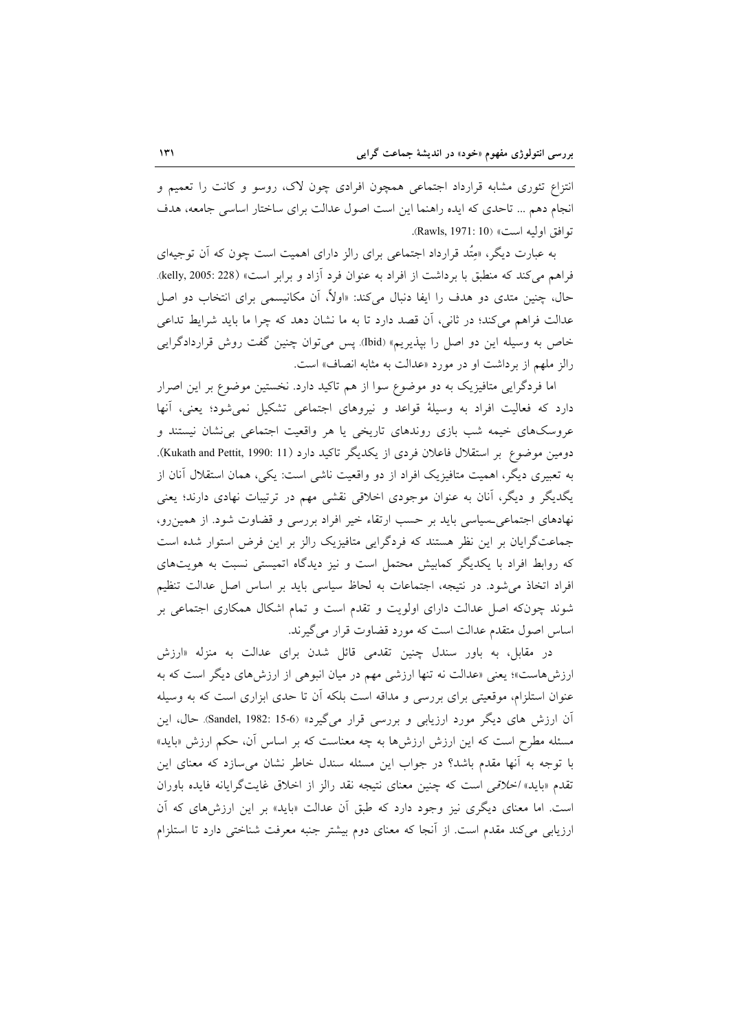انتزاع تئوری مشابه قرارداد اجتماعی همچون افرادی چون لاک، روسو و کانت را تعمیم و انجام دهم ... تاحدی که ایده راهنما این است اصول عدالت برای ساختار اساسی جامعه، هدف توافق اولیه است» (Rawls, 1971: 10).

به عبارت دیگر، «متُد قرارداد اجتماعی برای رالز دارای اهمیت است چون که آن توجیه‌ای فراهم می‌کند که منطبق با برداشت از افراد به عنوان فرد آزاد و برابر است» (kelly, 2005: 228). حال، چنین متدی دو هدف را ایفا دنبال می‌کند: «اولاً، آن مکانیسمی برای انتخاب دو اصل عدالت فراهم می‌کند؛ در ثانی، آن قصد دارد تا به ما نشان دهد که چرا ما باید شرایط تداعی خاص به وسیله این دو اصل را بپذیریم» (Ibid). پس می‌توان چنین گفت روش قراردادگرایی رالز ملهم از برداشت او در مورد «عدالت به مثابه انصاف» است.

اما فردگرایی متافیزیک به دو موضوع سوا از هم تاکید دارد. نخستین موضوع بر این اصرار دارد که فعالیت افراد به وسیلهٔ قواعد و نیروهای اجتماعی تشکیل نمی‌شود؛ یعنی، آنها عروسک‌های خیمه شب بازی روندهای تاریخی یا هر واقعیت اجتماعی بی‌نشان نیستند و دومین موضوع بر استقلال فاعلان فردی از یکدیگر تاکید دارد (Kukath and Pettit, 1990: 11). به تعبیری دیگر، اهمیت متافیزیک افراد از دو واقعیت ناشی است: یکی، همان استقلال آنان از یگدیگر و دیگر، آنان به عنوان موجودی اخلاقی نقشی مهم در ترتیبات نهادی دارند؛ یعنی نهادهای اجتماعی‌ـسیاسی باید بر حسب ارتقاء خیر افراد بررسی و قضاوت شود. از همین‌رو، جماعت‌گرایان بر این نظر هستند که فردگرایی متافیزیک رالز بر این فرض استوار شده است که روابط افراد با یکدیگر کمابیش محتمل است و نیز دیدگاه اتمیستی نسبت به هویت‌های افراد اتخاذ می‌شود. در نتیجه، اجتماعات به لحاظ سیاسی باید بر اساس اصل عدالت تنظیم شوند چون‌که اصل عدالت دارای اولویت و تقدم است و تمام اشکال همکاری اجتماعی بر اساس اصول متقدم عدالت است که مورد قضاوت قرار می‌گیرند.

در مقابل، به باور سندل چنین تقدمی قائل شدن برای عدالت به منزله «ارزش ارزش‌هاست»؛ یعنی «عدالت نه تنها ارزشی مهم در میان انبوهی از ارزش‌های دیگر است که به عنوان استلزام، موقعیتی برای بررسی و مداقه است بلکه آن تا حدی ابزاری است که به وسیله آن ارزش های دیگر مورد ارزیابی و بررسی قرار می‌گیرد» (Sandel, 1982: 15-6). حال، این مسئله مطرح است که این ارزش ارزش‌ها به چه معناست که بر اساس آن، حکم ارزش «باید» با توجه به آنها مقدم باشد؟ در جواب این مسئله سندل خاطر نشان می‌سازد که معنای این تقدم «باید» *اخلاقی* است که چنین معنای نتیجه نقد رالز از اخلاق غایت‌گرایانه فایده باوران است. اما معنای دیگری نیز وجود دارد که طبق آن عدالت «باید» بر این ارزش‌های که آن ارزیابی می‌کند مقدم است. از آنجا که معنای دوم بیشتر جنبه معرفت شناختی دارد تا استلزام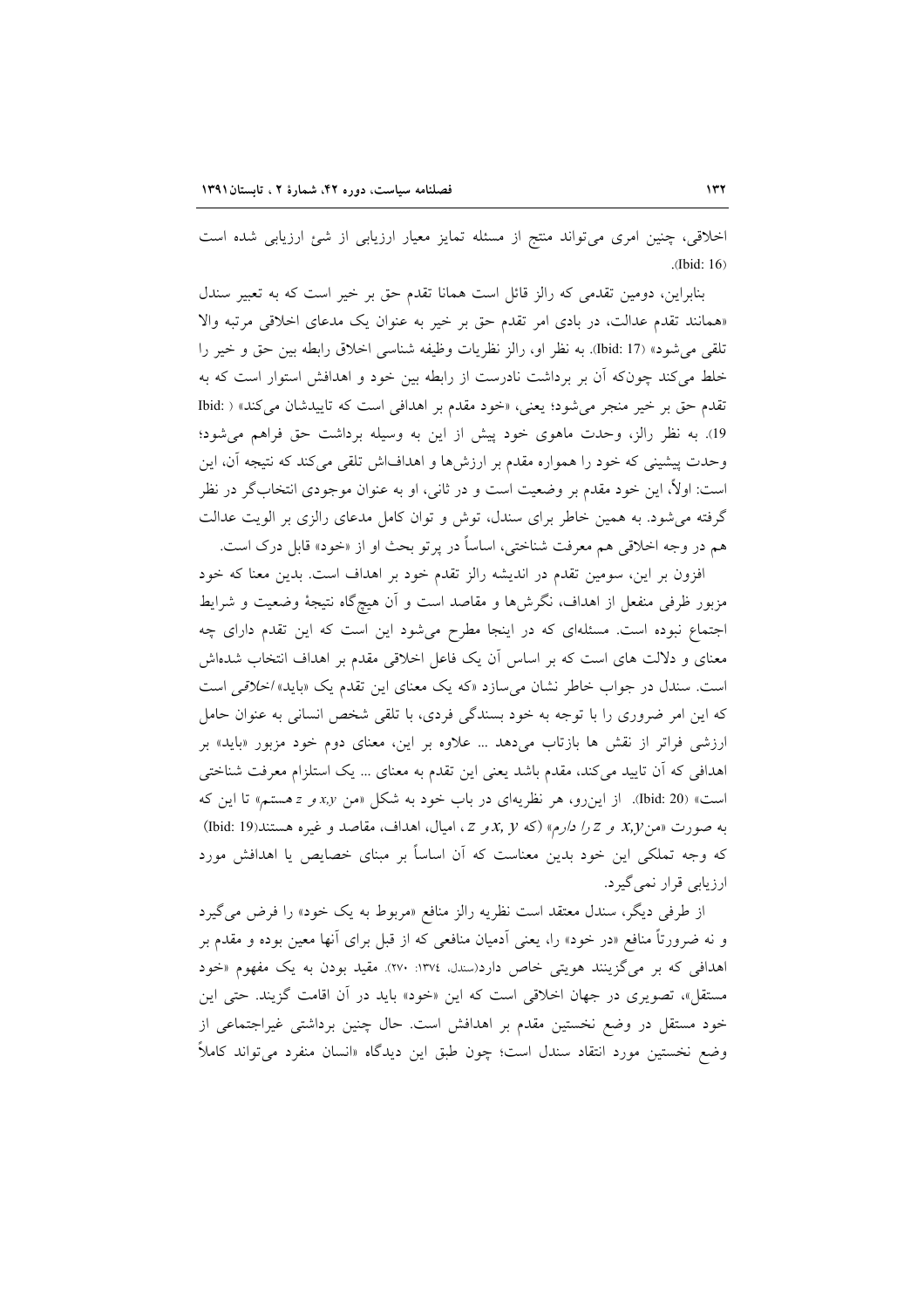اخلاقی، چنین امری می‌تواند منتج از مسئله تمایز معیار ارزیابی از شئ ارزیابی شده است (Ibid: 16).

بنابراین، دومین تقدمی که رالز قائل است همانا تقدم حق بر خیر است که به تعبیر سندل «همانند تقدم عدالت، در بادی امر تقدم حق بر خیر به عنوان یک مدعای اخلاقی مرتبه والا تلقی می‌شود» (Ibid: 17). به نظر او، رالز نظریات وظیفه شناسی اخلاق رابطه بین حق و خیر را خلط می‌کند چون‌که آن بر برداشت نادرست از رابطه بین خود و اهدافش استوار است که به تقدم حق بر خیر منجر می‌شود؛ یعنی، «خود مقدم بر اهدافی است که تاییدشان می‌کند» (Ibid: 19). به نظر رالز، وحدت ماهوی خود پیش از این به وسیله برداشت حق فراهم می‌شود؛ وحدت پیشینی که خود را همواره مقدم بر ارزش‌ها و اهدافش تلقی می‌کند که نتیجه آن، این است: اولاً، این خود مقدم بر وضعیت است و در ثانی، او به عنوان موجودی انتخاب‌گر در نظر گرفته می‌شود. به همین خاطر برای سندل، توش و توان کامل مدعای رالزی بر الویت عدالت هم در وجه اخلاقی هم معرفت شناختی، اساساً در پرتو بحث او از «خود» قابل درک است.

افزون بر این، سومین تقدم در اندیشه رالز تقدم خود بر اهداف است. بدین معنا که خود مزبور ظرفی منفعل از اهداف، نگرش‌ها و مقاصد است و آن هیچ‌گاه نتیجهٔ وضعیت و شرایط اجتماع نبوده است. مسئله‌ای که در اینجا مطرح می‌شود این است که این تقدم دارای چه معنای و دلالت های است که بر اساس آن یک فاعل اخلاقی مقدم بر اهداف انتخاب شده‌اش است. سندل در جواب خاطر نشان می‌سازد «که یک معنای این تقدم یک «باید» *اخلاقی* است که این امر ضروری را با توجه به خود بسندگی فردی، با تلقی شخص انسانی به عنوان حامل ارزشی فراتر از نقش ها بازتاب می‌دهد ... علاوه بر این، معنای دوم خود مزبور «باید» بر اهدافی که آن تایید می‌کند، مقدم باشد یعنی این تقدم به معنای ... یک استلزام معرفت شناختی است» (Ibid: 20). از این‌رو، هر نظریه‌ای در باب خود به شکل «من *x,y* و *z* هستم» تا این که به صورت «من *x,y* و *z* را دارم» (که *x, y* و *z*، امیال، اهداف، مقاصد و غیره هستند(Ibid: 19) که وجه تملکی این خود بدین معناست که آن اساساً بر مبنای خصایص یا اهدافش مورد ارزیابی قرار نمی‌گیرد.

از طرفی دیگر، سندل معتقد است نظریه رالز منافع «مربوط به یک خود» را فرض می‌گیرد و نه ضرورتاً منافع «در خود» را، یعنی آدمیان منافعی که از قبل برای آنها معین بوده و مقدم بر اهدافی که بر می‌گزینند هویتی خاص دارد(سندل، ۱۳۷٤: ۲۷۰). مقید بودن به یک مفهوم «خود مستقل»، تصویری در جهان اخلاقی است که این «خود» باید در آن اقامت گزیند. حتی این خود مستقل در وضع نخستین مقدم بر اهدافش است. حال چنین برداشتی غیراجتماعی از وضع نخستین مورد انتقاد سندل است؛ چون طبق این دیدگاه «انسان منفرد می‌تواند کاملاً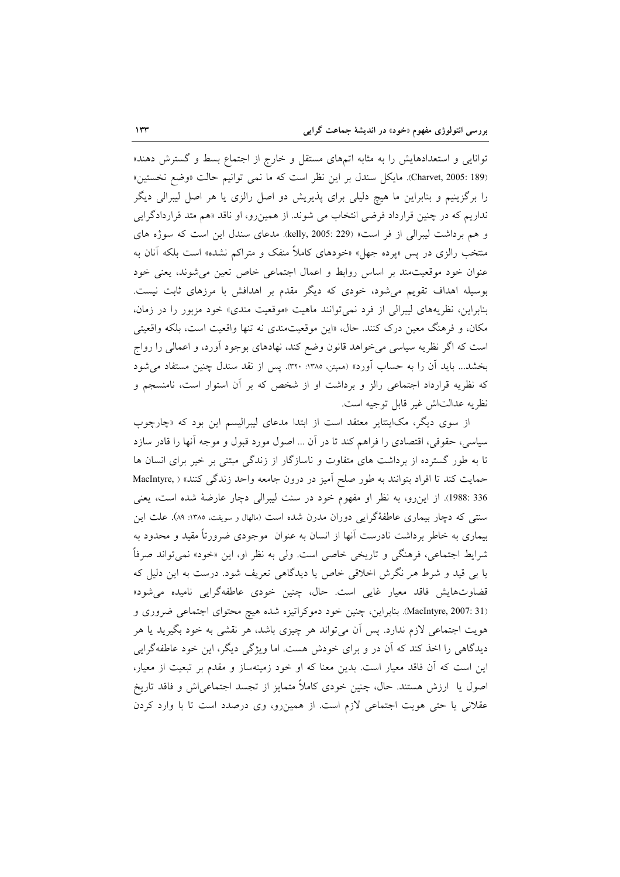توانایی و استعدادهایش را به مثابه اتمهای مستقل و خارج از اجتماع بسط و گسترش دهند» (Charvet, 2005: 189). مایکل سندل بر این نظر است که ما نمی توانیم حالت «وضع نخستین» را برگزینیم و بنابراین ما هیچ دلیلی برای پذیرش دو اصل رالزی یا هر اصل لیبرالی دیگر نداریم که در چنین قرارداد فرضی انتخاب می شوند. از همین‌رو، او ناقد «هم متد قراردادگرایی و هم برداشت لیبرالی از فر است» (kelly, 2005: 229). مدعای سندل این است که سوژه های منتخب رالزی در پس «پرده جهل» «خودهای کاملاً منفک و متراکم نشده» است بلکه آنان به عنوان خود موقعیت‌مند بر اساس روابط و اعمال اجتماعی خاص تعین می‌شوند، یعنی خود بوسیله اهداف تقویم می‌شود، خودی که دیگر مقدم بر اهدافش با مرزهای ثابت نیست. بنابراین، نظریه‌های لیبرالی از فرد نمی‌توانند ماهیت «موقعیت مندی» خود مزبور را در زمان، مکان، و فرهنگ معین درک کنند. حال، «این موقعیت‌مندی نه تنها واقعیت است، بلکه واقعیتی است که اگر نظریه سیاسی می‌خواهد قانون وضع کند، نهادهای بوجود آورد، و اعمالی را رواج بخشد... باید آن را به حساب آورد» (همپتن، ۱۳۸۵: ۳۲۰). پس از نقد سندل چنین مستفاد می‌شود که نظریه قرارداد اجتماعی رالز و برداشت او از شخص که بر آن استوار است، نامنسجم و نظریه عدالت‌اش غیر قابل توجیه است.

از سوی دیگر، مک‌اینتایر معتقد است از ابتدا مدعای لیبرالیسم این بود که «چارچوب سیاسی، حقوقی، اقتصادی را فراهم کند تا در آن ... اصول مورد قبول و موجه آنها را قادر سازد تا به طور گسترده از برداشت های متفاوت و ناسازگار از زندگی مبتنی بر خیر برای انسان ها حمایت کند تا افراد بتوانند به طور صلح آمیز در درون جامعه واحد زندگی کنند» (MacIntyre, 1988: 336). از این‌رو، به نظر او مفهوم خود در سنت لیبرالی دچار عارضهٔ شده است، یعنی سنتی که دچار بیماری عاطفهٔگرایی دوران مدرن شده است (مالهال و سویفت، ۱۳۸۵: ۸۹). علت این بیماری به خاطر برداشت نادرست آنها از انسان به عنوان موجودی ضرورتاً مقید و محدود به شرایط اجتماعی، فرهنگی و تاریخی خاصی است. ولی به نظر او، این «خود» نمی‌تواند صرفاً یا بی قید و شرط هر نگرش اخلاقی خاص یا دیدگاهی تعریف شود. درست به این دلیل که قضاوت‌هایش فاقد معیار غایی است. حال، چنین خودی عاطفه‌گرایی نامیده می‌شود» (MacIntyre, 2007: 31). بنابراین، چنین خود دموکراتیزه شده هیچ محتوای اجتماعی ضروری و هویت اجتماعی لازم ندارد. پس آن می‌تواند هر چیزی باشد، هر نقشی به خود بگیرید یا هر دیدگاهی را اخذ کند که آن در و برای خودش هست. اما ویژگی دیگر، این خود عاطفه‌گرایی این است که آن فاقد معیار است. بدین معنا که او خود زمینه‌ساز و مقدم بر تبعیت از معیار، اصول یا ارزش هستند. حال، چنین خودی کاملاً متمایز از تجسد اجتماعی‌اش و فاقد تاریخ عقلانی یا حتی هویت اجتماعی لازم است. از همین‌رو، وی درصدد است تا با وارد کردن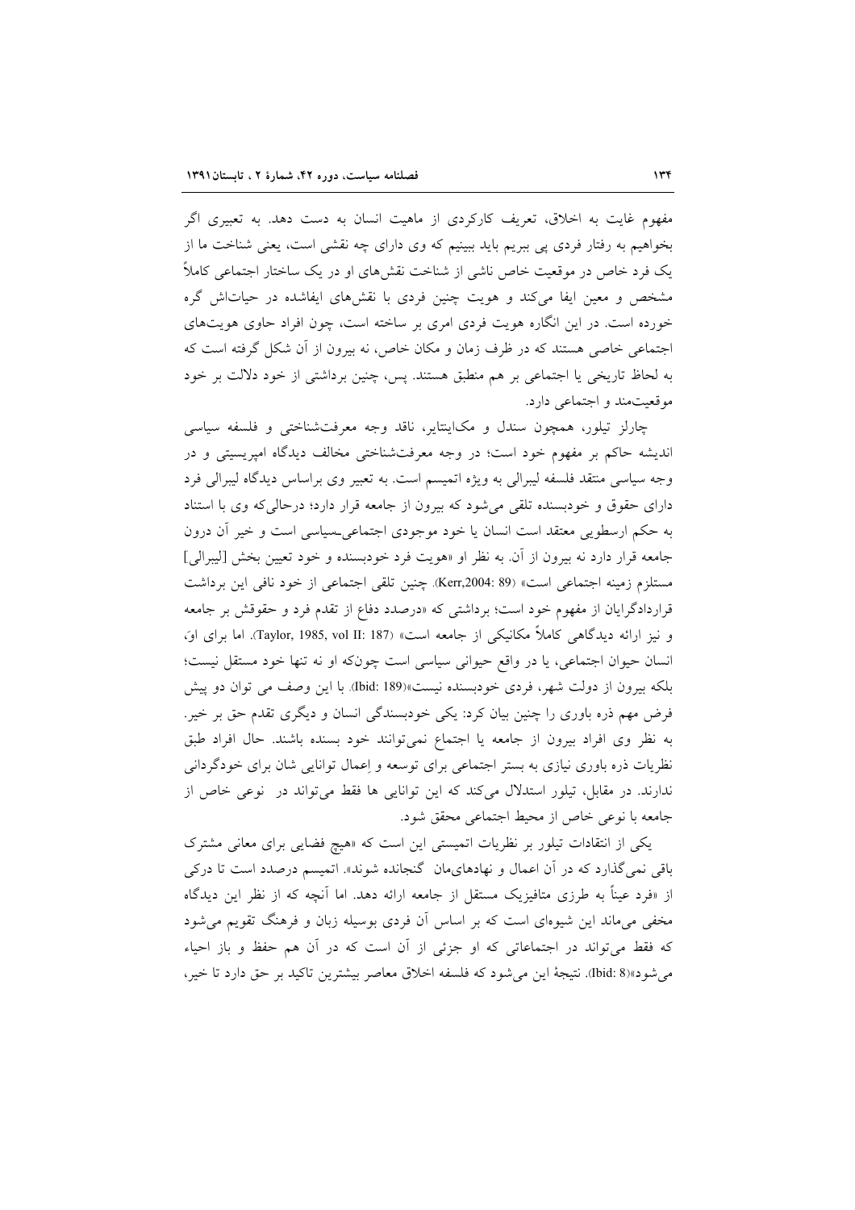مفهوم غایت به اخلاق، تعریف کارکردی از ماهیت انسان به دست دهد. به تعبیری اگر بخواهیم به رفتار فردی پی ببریم باید ببینیم که وی دارای چه نقشی است، یعنی شناخت ما از یک فرد خاص در موقعیت خاص ناشی از شناخت نقش‌های او در یک ساختار اجتماعی کاملاً مشخص و معین ایفا می‌کند و هویت چنین فردی با نقش‌های ایفاشده در حیات‌اش گره خورده است. در این انگاره هویت فردی امری بر ساخته است، چون افراد حاوی هویت‌های اجتماعی خاصی هستند که در ظرف زمان و مکان خاص، نه بیرون از آن شکل گرفته است که به لحاظ تاریخی یا اجتماعی بر هم منطبق هستند. پس، چنین برداشتی از خود دلالت بر خود موقعیت‌مند و اجتماعی دارد.

چارلز تیلور، همچون سندل و مک‌اینتایر، ناقد وجه معرفت‌شناختی و فلسفه سیاسی اندیشه حاکم بر مفهوم خود است؛ در وجه معرفت‌شناختی مخالف دیدگاه امپریسیتی و در وجه سیاسی منتقد فلسفه لیبرالی به ویژه اتمیسم است. به تعبیر وی براساس دیدگاه لیبرالی فرد دارای حقوق و خودبسنده تلقی می‌شود که بیرون از جامعه قرار دارد؛ درحالی‌که وی با استناد به حکم ارسطویی معتقد است انسان یا خود موجودی اجتماعی‌ـسیاسی است و خیر آن درون جامعه قرار دارد نه بیرون از آن. به نظر او «هویت فرد خودبسنده و خود تعیین بخش [لیبرالی] مستلزم زمینه اجتماعی است» (Kerr,2004: 89). چنین تلقی اجتماعی از خود نافی این برداشت قراردادگرایان از مفهوم خود است؛ برداشتی که «درصدد دفاع از تقدم فرد و حقوقش بر جامعه و نیز ارائه دیدگاهی کاملاً مکانیکی از جامعه است» (Taylor, 1985, vol II: 187). اما برای او، انسان حیوان اجتماعی، یا در واقع حیوانی سیاسی است چون‌که او نه تنها خود مستقل نیست؛ بلکه بیرون از دولت شهر، فردی خودبسنده نیست»(Ibid: 189). با این وصف می توان دو پیش فرض مهم ذره باوری را چنین بیان کرد: یکی خودبسندگی انسان و دیگری تقدم حق بر خیر. به نظر وی افراد بیرون از جامعه یا اجتماع نمی‌توانند خود بسنده باشند. حال افراد طبق نظریات ذره باوری نیازی به بستر اجتماعی برای توسعه و اِعمال توانایی شان برای خودگردانی ندارند. در مقابل، تیلور استدلال می‌کند که این توانایی ها فقط می‌تواند در نوعی خاص از جامعه با نوعی خاص از محیط اجتماعی محقق شود.

یکی از انتقادات تیلور بر نظریات اتمیستی این است که «هیچ فضایی برای معانی مشترک باقی نمی‌گذارد که در آن اعمال و نهادهای‌مان گنجانده شوند». اتمیسم درصدد است تا درکی از «فرد عیناً به طرزی متافیزیک مستقل از جامعه ارائه دهد. اما آنچه که از نظر این دیدگاه مخفی می‌ماند این شیوه‌ای است که بر اساس آن فردی بوسیله زبان و فرهنگ تقویم می‌شود که فقط می‌تواند در اجتماعاتی که او جزئی از آن است که در آن هم حفظ و باز احیاء می‌شود»(Ibid: 8). نتیجهٔ این می‌شود که فلسفه اخلاق معاصر بیشترین تاکید بر حق دارد تا خیر،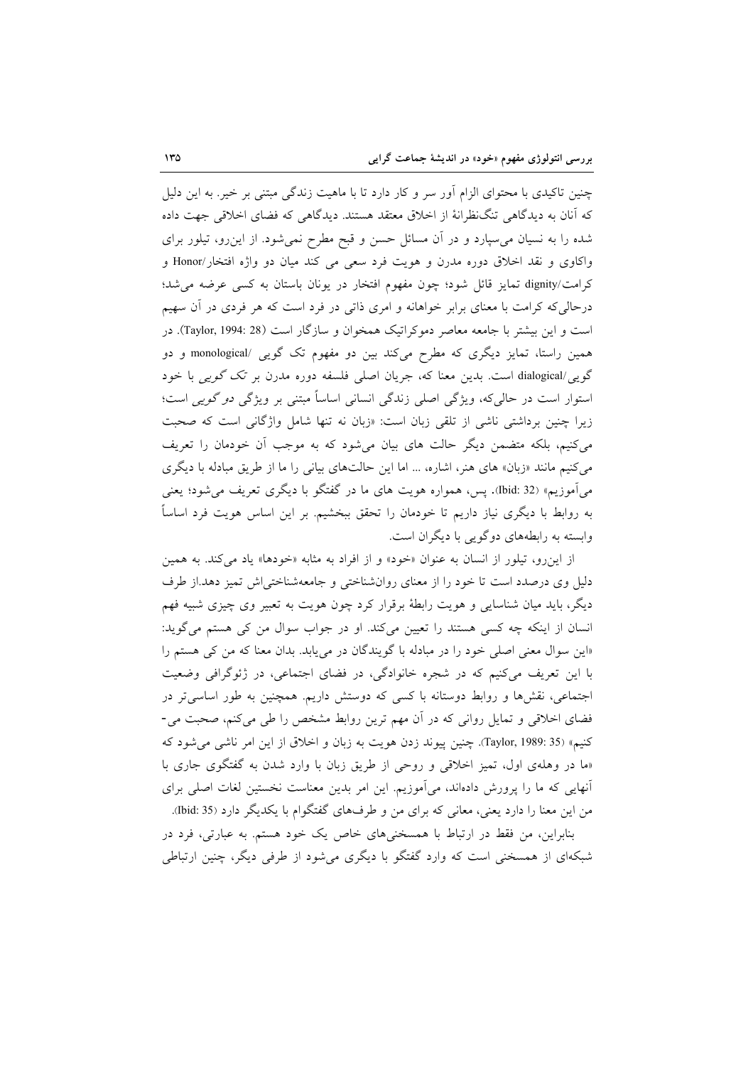چنین تاکیدی با محتوای الزام آور سر و کار دارد تا با ماهیت زندگی مبتنی بر خیر. به این دلیل که آنان به دیدگاهی تنگ‌نظرانهٔ از اخلاق معتقد هستند. دیدگاهی که فضای اخلاقی جهت داده شده را به نسیان می‌سپارد و در آن مسائل حسن و قبح مطرح نمی‌شود. از این‌رو، تیلور برای واکاوی و نقد اخلاق دوره مدرن و هویت فرد سعی می کند میان دو واژه افتخار/Honor و کرامت/dignity تمایز قائل شود؛ چون مفهوم افتخار در یونان باستان به کسی عرضه می‌شد؛ درحالی‌که کرامت با معنای برابر خواهانه و امری ذاتی در فرد است که هر فردی در آن سهیم است و این بیشتر با جامعه معاصر دموکراتیک همخوان و سازگار است (Taylor, 1994: 28). در همین راستا، تمایز دیگری که مطرح می‌کند بین دو مفهوم تک گویی /monological و دو گویی/dialogical است. بدین معنا که، جریان اصلی فلسفه دوره مدرن بر تک گویی با خود استوار است در حالی‌که، ویژگی اصلی زندگی انسانی اساساً مبتنی بر ویژگی دو گویی است؛ زیرا چنین برداشتی ناشی از تلقی زبان است: «زبان نه تنها شامل واژگانی است که صحبت می‌کنیم، بلکه متضمن دیگر حالت های بیان می‌شود که به موجب آن خودمان را تعریف می‌کنیم مانند «زبان» های هنر، اشاره، ... اما این حالت‌های بیانی را ما از طریق مبادله با دیگری می‌آموزیم» (Ibid: 32). پس، همواره هویت های ما در گفتگو با دیگری تعریف می‌شود؛ یعنی به روابط با دیگری نیاز داریم تا خودمان را تحقق ببخشیم. بر این اساس هویت فرد اساساً وابسته به رابطه‌های دوگویی با دیگران است.

از این‌رو، تیلور از انسان به عنوان «خود» و از افراد به مثابه «خودها» یاد می‌کند. به همین دلیل وی درصدد است تا خود را از معنای روان‌شناختی و جامعه‌شناختی‌اش تمیز دهد.از طرف دیگر، باید میان شناسایی و هویت رابطهٔ برقرار کرد چون هویت به تعبیر وی چیزی شبیه فهم انسان از اینکه چه کسی هستند را تعیین می‌کند. او در جواب سوال من کی هستم می‌گوید: «این سوال معنی اصلی خود را در مبادله با گویندگان در می‌یابد. بدان معنا که من کی هستم را با این تعریف می‌کنیم که در شجره خانوادگی، در فضای اجتماعی، در ژئوگرافی وضعیت اجتماعی، نقش‌ها و روابط دوستانه با کسی که دوستش داریم. همچنین به طور اساسی‌تر در فضای اخلاقی و تمایل روانی که در آن مهم ترین روابط مشخص را طی می‌کنم، صحبت می‌کنیم» (Taylor, 1989: 35). چنین پیوند زدن هویت به زبان و اخلاق از این امر ناشی می‌شود که «ما در وهله‌ی اول، تمیز اخلاقی و روحی از طریق زبان با وارد شدن به گفتگوی جاری با آنهایی که ما را پرورش داده‌اند، می‌آموزیم. این امر بدین معناست نخستین لغات اصلی برای من این معنا را دارد یعنی، معانی که برای من و طرف‌های گفتگوام با یکدیگر دارد (Ibid: 35).

بنابراین، من فقط در ارتباط با همسخنی‌های خاص یک خود هستم. به عبارتی، فرد در شبکه‌ای از همسخنی است که وارد گفتگو با دیگری می‌شود از طرفی دیگر، چنین ارتباطی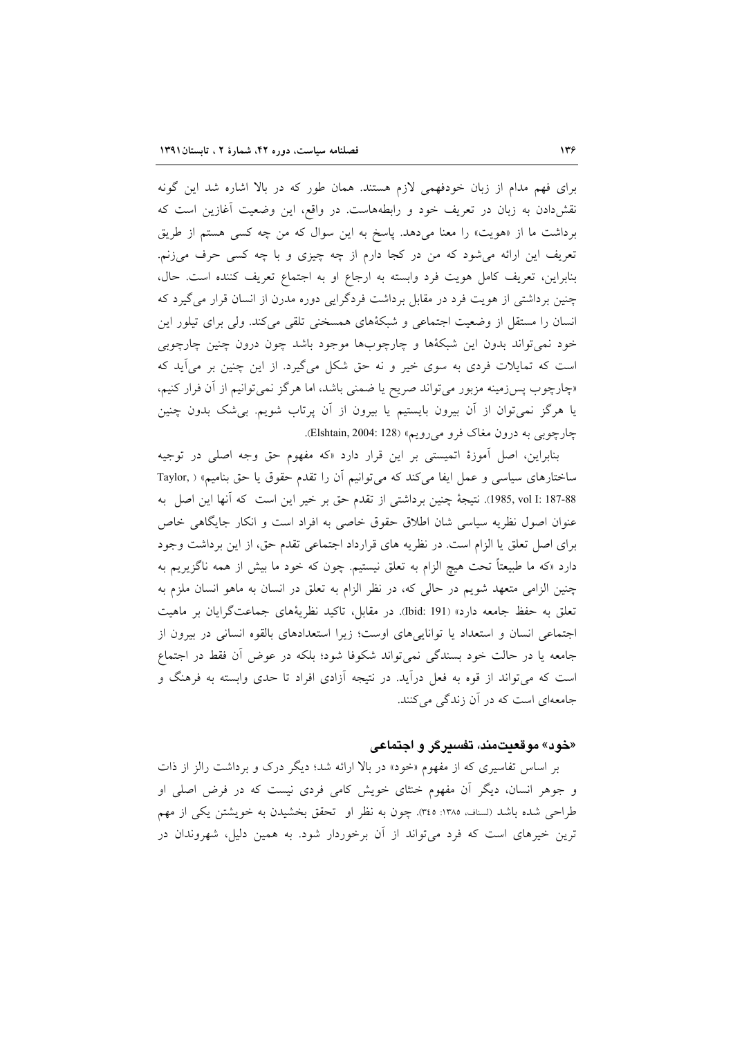برای فهم مدام از زبان خودفهمی لازم هستند. همان طور که در بالا اشاره شد این گونه نقش‌دادن به زبان در تعریف خود و رابطه‌هاست. در واقع، این وضعیت آغازین است که برداشت ما از «هویت» را معنا می‌دهد. پاسخ به این سوال که من چه کسی هستم از طریق تعریف این ارائه می‌شود که من در کجا دارم از چه چیزی و با چه کسی حرف می‌زنم. بنابراین، تعریف کامل هویت فرد وابسته به ارجاع او به اجتماع تعریف کننده است. حال، چنین برداشتی از هویت فرد در مقابل برداشت فردگرایی دوره مدرن از انسان قرار می‌گیرد که انسان را مستقل از وضعیت اجتماعی و شبکه‌های همسخنی تلقی می‌کند. ولی برای تیلور این خود نمی‌تواند بدون این شبکه‌ها و چارچوب‌ها موجود باشد چون درون چنین چارچوبی است که تمایلات فردی به سوی خیر و نه حق شکل می‌گیرد. از این چنین بر می‌آید که «چارچوب پس‌زمینه مزبور می‌تواند صریح یا ضمنی باشد، اما هرگز نمی‌توانیم از آن فرار کنیم، یا هرگز نمی‌توان از آن بیرون بایستیم یا بیرون از آن پرتاب شویم. بی‌شک بدون چنین چارچوبی به درون مغاک فرو می‌رویم» (Elshtain, 2004: 128).

بنابراین، اصل آموزهٔ اتمیستی بر این قرار دارد «که مفهوم حق وجه اصلی در توجیه ساختارهای سیاسی و عمل ایفا می‌کند که می‌توانیم آن را تقدم حقوق یا حق بنامیم» (Taylor, 1985, vol I: 187-88). نتیجهٔ چنین برداشتی از تقدم حق بر خیر این است که آنها این اصل به عنوان اصول نظریه سیاسی شان اطلاق حقوق خاصی به افراد است و انکار جایگاهی خاص برای اصل تعلق یا الزام است. در نظریه های قرارداد اجتماعی تقدم حق، از این برداشت وجود دارد «که ما طبیعتاً تحت هیچ الزام به تعلق نیستیم. چون که خود ما بیش از همه ناگزیریم به چنین الزامی متعهد شویم در حالی که، در نظر الزام به تعلق در انسان به ماهو انسان ملزم به تعلق به حفظ جامعه دارد» (Ibid: 191). در مقابل، تاکید نظریه‌های جماعت‌گرایان بر ماهیت اجتماعی انسان و استعداد یا توانایی‌های اوست؛ زیرا استعدادهای بالقوه انسانی در بیرون از جامعه یا در حالت خود بسندگی نمی‌تواند شکوفا شود؛ بلکه در عوض آن فقط در اجتماع است که می‌تواند از قوه به فعل درآید. در نتیجه آزادی افراد تا حدی وابسته به فرهنگ و جامعه‌ای است که در آن زندگی می‌کنند.

## «خود» موقعیت‌مند، تفسیرگر و اجتماعی

بر اساس تفاسیری که از مفهوم «خود» در بالا ارائه شد؛ دیگر درک و برداشت رالز از ذات و جوهر انسان، دیگر آن مفهوم خنثای خویش کامی فردی نیست که در فرض اصلی او طراحی شده باشد (لسناف، ۱۳۸۵: ۳۴۵). چون به نظر او تحقق بخشیدن به خویشتن یکی از مهم ترین خیرهای است که فرد می‌تواند از آن برخوردار شود. به همین دلیل، شهروندان در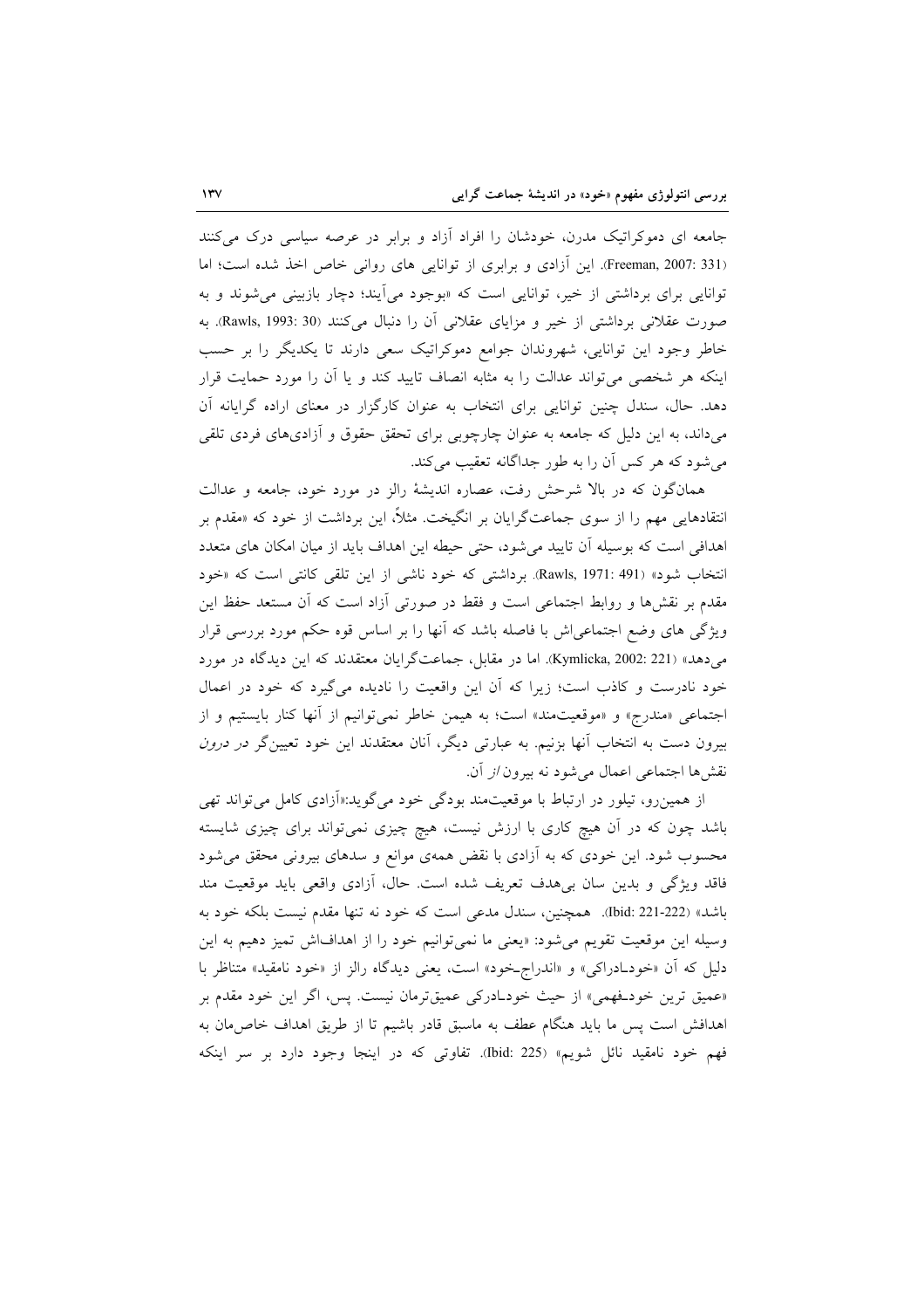جامعه ای دموکراتیک مدرن، خودشان را افراد آزاد و برابر در عرصه سیاسی درک می‌کنند (Freeman, 2007: 331). این آزادی و برابری از توانایی های روانی خاص اخذ شده است؛ اما توانایی برای برداشتی از خیر، توانایی است که «بوجود می‌آیند؛ دچار بازبینی می‌شوند و به صورت عقلانی برداشتی از خیر و مزایای عقلانی آن را دنبال می‌کنند (Rawls, 1993: 30). به خاطر وجود این توانایی، شهروندان جوامع دموکراتیک سعی دارند تا یکدیگر را بر حسب اینکه هر شخصی می‌تواند عدالت را به مثابه انصاف تایید کند و یا آن را مورد حمایت قرار دهد. حال، سندل چنین توانایی برای انتخاب به عنوان کارگزار در معنای اراده گرایانه آن می‌داند، به این دلیل که جامعه به عنوان چارچوبی برای تحقق حقوق و آزادی‌های فردی تلقی می‌شود که هر کس آن را به طور جداگانه تعقیب می‌کند.

همان‌گون که در بالا شرحش رفت، عصاره اندیشهٔ رالز در مورد خود، جامعه و عدالت انتقادهایی مهم را از سوی جماعت‌گرایان بر انگیخت. مثلاً، این برداشت از خود که «مقدم بر اهدافی است که بوسیله آن تایید می‌شود، حتی حیطه این اهداف باید از میان امکان های متعدد انتخاب شود» (Rawls, 1971: 491). برداشتی که خود ناشی از این تلقی کانتی است که «خود مقدم بر نقش‌ها و روابط اجتماعی است و فقط در صورتی آزاد است که آن مستعد حفظ این ویژگی های وضع اجتماعی‌اش با فاصله باشد که آنها را بر اساس قوه حکم مورد بررسی قرار می‌دهد» (Kymlicka, 2002: 221). اما در مقابل، جماعت‌گرایان معتقدند که این دیدگاه در مورد خود نادرست و کاذب است؛ زیرا که آن این واقعیت را نادیده می‌گیرد که خود در اعمال اجتماعی «مندرج» و «موقعیت‌مند» است؛ به همین خاطر نمی‌توانیم از آنها کنار بایستیم و از بیرون دست به انتخاب آنها بزنیم. به عبارتی دیگر، آنان معتقدند این خود تعیین‌گر *در درون* نقش‌ها اجتماعی اعمال می‌شود نه بیرون *از* آن.

از همین‌رو، تیلور در ارتباط با موقعیت‌مند بودگی خود می‌گوید:«آزادی کامل می‌تواند تهی باشد چون که در آن هیچ کاری با ارزش نیست، هیچ چیزی نمی‌تواند برای چیزی شایسته محسوب شود. این خودی که به آزادی با نقض همه‌ی موانع و سدهای بیرونی محقق می‌شود فاقد ویژگی و بدین سان بی‌هدف تعریف شده است. حال، آزادی واقعی باید موقعیت مند باشد» (Ibid: 221-222). همچنین، سندل مدعی است که خود نه تنها مقدم نیست بلکه خود به وسیله این موقعیت تقویم می‌شود: «یعنی ما نمی‌توانیم خود را از اهدافاش تمیز دهیم به این دلیل که آن «خودـادراکی» و «اندراج‌ـخود» است، یعنی دیدگاه رالز از «خود نامقید» متناظر با «عمیق ترین خودـفهمی» از حیث خودـادرکی عمیق‌ترمان نیست. پس، اگر این خود مقدم بر اهدافش است پس ما باید هنگام عطف به ماسبق قادر باشیم تا از طریق اهداف خاص‌مان به فهم خود نامقید نائل شویم» (Ibid: 225). تفاوتی که در اینجا وجود دارد بر سر اینکه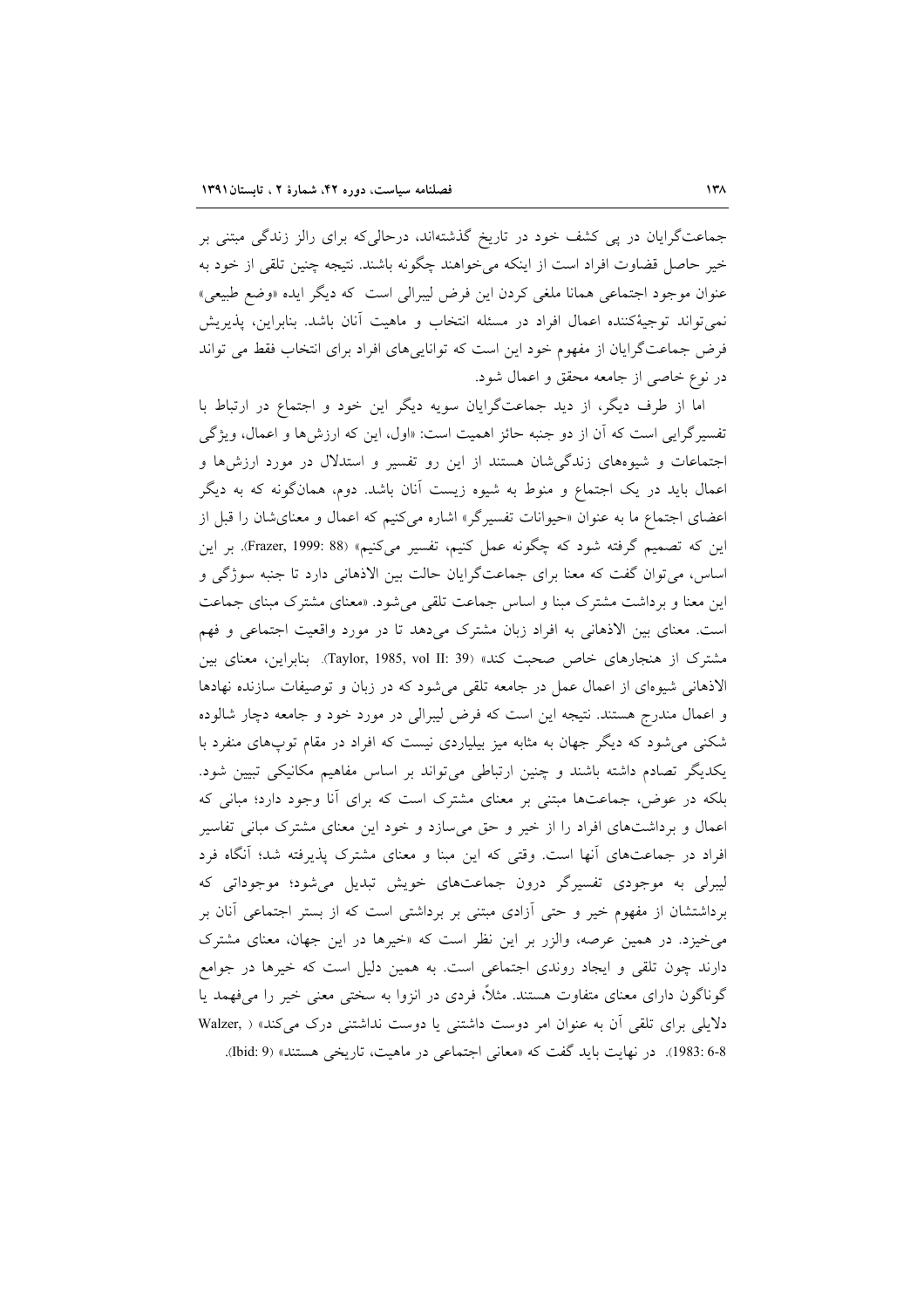جماعت‌گرایان در پی کشف خود در تاریخ گذشته‌اند، درحالی‌که برای رالز زندگی مبتنی بر خیر حاصل قضاوت افراد است از اینکه می‌خواهند چگونه باشند. نتیجه چنین تلقی از خود به عنوان موجود اجتماعی همانا ملغی کردن این فرض لیبرالی است که دیگر ایده «وضع طبیعی» نمی‌تواند توجیه‌کننده اعمال افراد در مسئله انتخاب و ماهیت آنان باشد. بنابراین، پذیریش فرض جماعت‌گرایان از مفهوم خود این است که توانایی‌های افراد برای انتخاب فقط می تواند در نوع خاصی از جامعه محقق و اعمال شود.

اما از طرف دیگر، از دید جماعت‌گرایان سویه دیگر این خود و اجتماع در ارتباط با تفسیرگرایی است که آن از دو جنبه حائز اهمیت است: «اول، این که ارزش‌ها و اعمال، ویژگی اجتماعات و شیوه‌های زندگی‌شان هستند از این رو تفسیر و استدلال در مورد ارزش‌ها و اعمال باید در یک اجتماع و منوط به شیوه زیست آنان باشد. دوم، همانگونه که به دیگر اعضای اجتماع ما به عنوان «حیوانات تفسیرگر» اشاره می‌کنیم که اعمال و معنای‌شان را قبل از این که تصمیم گرفته شود که چگونه عمل کنیم، تفسیر می‌کنیم» (Frazer, 1999: 88). بر این اساس، می‌توان گفت که معنا برای جماعت‌گرایان حالت بین الاذهانی دارد تا جنبه سوژگی و این معنا و برداشت مشترک مبنا و اساس جماعت تلقی می‌شود. «معنای مشترک مبنای جماعت است. معنای بین الاذهانی به افراد زبان مشترک می‌دهد تا در مورد واقعیت اجتماعی و فهم مشترک از هنجارهای خاص صحبت کند» (Taylor, 1985, vol II: 39). بنابراین، معنای بین الاذهانی شیوه‌ای از اعمال عمل در جامعه تلقی می‌شود که در زبان و توصیفات سازنده نهادها و اعمال مندرج هستند. نتیجه این است که فرض لیبرالی در مورد خود و جامعه دچار شالوده شکنی می‌شود که دیگر جهان به مثابه میز بیلیاردی نیست که افراد در مقام توپ‌های منفرد با یکدیگر تصادم داشته باشند و چنین ارتباطی می‌تواند بر اساس مفاهیم مکانیکی تبیین شود. بلکه در عوض، جماعت‌ها مبتنی بر معنای مشترک است که برای آنا وجود دارد؛ مبانی که اعمال و برداشت‌های افراد را از خیر و حق می‌سازد و خود این معنای مشترک مبانی تفاسیر افراد در جماعت‌های آنها است. وقتی که این مبنا و معنای مشترک پذیرفته شد؛ آنگاه فرد لیبرلی به موجودی تفسیرگر درون جماعت‌های خویش تبدیل می‌شود؛ موجوداتی که برداشتشان از مفهوم خیر و حتی آزادی مبتنی بر برداشتی است که از بستر اجتماعی آنان بر می‌خیزد. در همین عرصه، والزر بر این نظر است که «خیرها در این جهان، معنای مشترک دارند چون تلقی و ایجاد روندی اجتماعی است. به همین دلیل است که خیرها در جوامع گوناگون دارای معنای متفاوت هستند. مثلاً، فردی در انزوا به سختی معنی خیر را می‌فهمد یا دلایلی برای تلقی آن به عنوان امر دوست داشتنی یا دوست نداشتنی درک می‌کند» (Walzer, 1983: 6-8). در نهایت باید گفت که «معانی اجتماعی در ماهیت، تاریخی هستند» (Ibid: 9).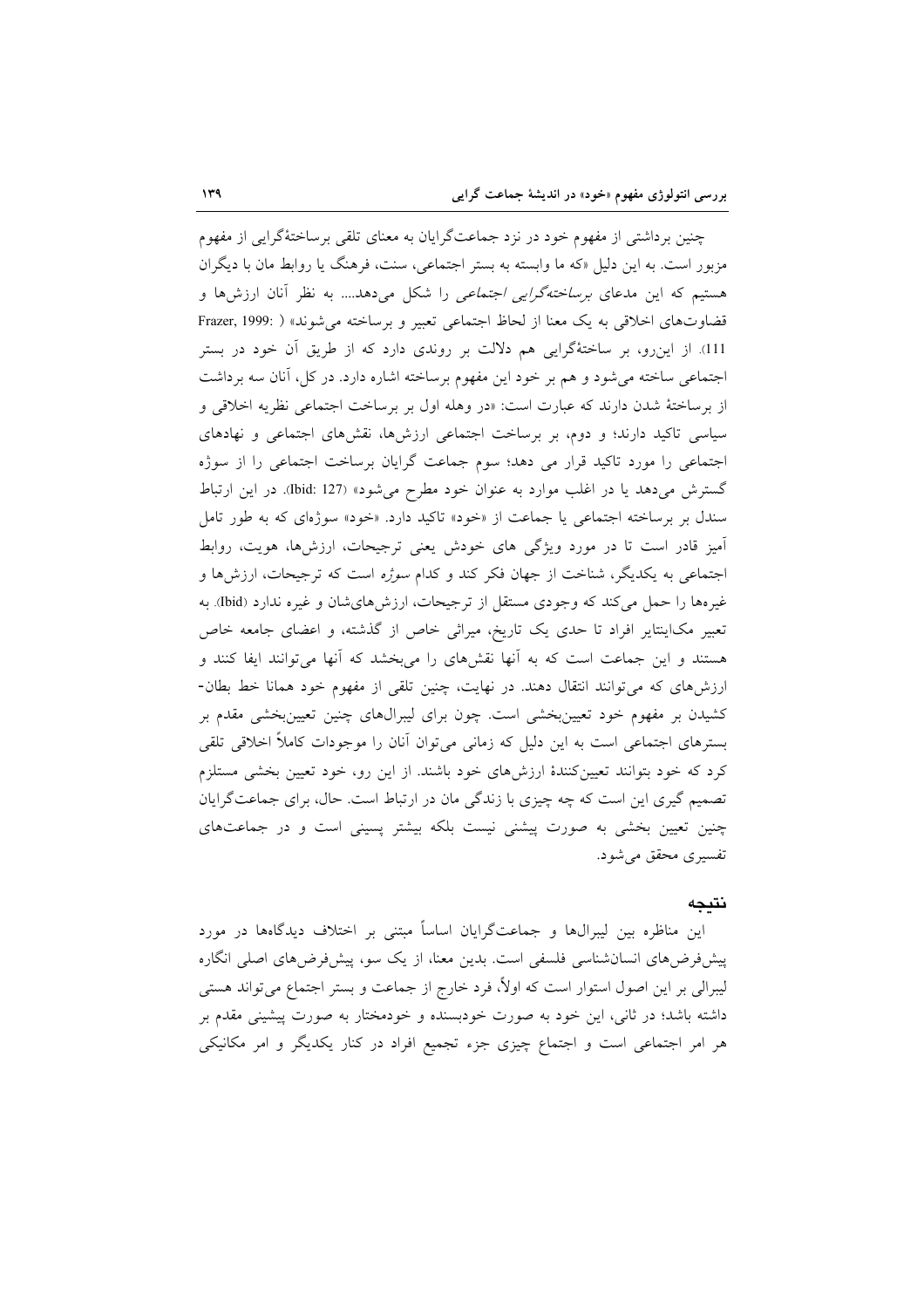چنین برداشتی از مفهوم خود در نزد جماعت‌گرایان به معنای تلقی برساختهٔ‌گرایی از مفهوم مزبور است. به این دلیل «که ما وابسته به بستر اجتماعی، سنت، فرهنگ یا روابط مان با دیگران هستیم که این مدعای *برساخته‌گرایی اجتماعی* را شکل می‌دهد.... به نظر آنان ارزش‌ها و قضاوت‌های اخلاقی به یک معنا از لحاظ اجتماعی تعبیر و برساخته می‌شوند» (Frazer, 1999: 111). از این‌رو، بر ساختهٔ‌گرایی هم دلالت بر روندی دارد که از طریق آن خود در بستر اجتماعی ساخته می‌شود و هم بر خود این مفهوم برساخته اشاره دارد. در کل، آنان سه برداشت از برساختهٔ شدن دارند که عبارت است: «در وهله اول بر برساخت اجتماعی نظریه اخلاقی و سیاسی تاکید دارند؛ و دوم، بر برساخت اجتماعی ارزش‌ها، نقش‌های اجتماعی و نهادهای اجتماعی را مورد تاکید قرار می دهد؛ سوم جماعت گرایان برساخت اجتماعی را از سوژه گسترش می‌دهد یا در اغلب موارد به عنوان خود مطرح می‌شود» (Ibid: 127). در این ارتباط سندل بر برساخته اجتماعی یا جماعت از «خود» تاکید دارد. «خود» سوژه‌ای که به طور تامل آمیز قادر است تا در مورد ویژگی های خودش یعنی ترجیحات، ارزش‌ها، هویت، روابط اجتماعی به یکدیگر، شناخت از جهان فکر کند و کدام *سوژه* است که ترجیحات، ارزش‌ها و غیره‌ها را حمل می‌کند که وجودی مستقل از ترجیحات، ارزش‌های‌شان و غیره ندارد (Ibid). به تعبیر مک‌اینتایر افراد تا حدی یک تاریخ، میراثی خاص از گذشته، و اعضای جامعه خاص هستند و این جماعت است که به آنها نقش‌های را می‌بخشد که آنها می‌توانند ایفا کنند و ارزش‌های که می‌توانند انتقال دهند. در نهایت، چنین تلقی از مفهوم خود همانا خط بطان-کشیدن بر مفهوم خود تعیین‌بخشی است. چون برای لیبرال‌های چنین تعیین‌بخشی مقدم بر بسترهای اجتماعی است به این دلیل که زمانی می‌توان آنان را موجودات کاملاً اخلاقی تلقی کرد که خود بتوانند تعیین‌کنندهٔ ارزش‌های خود باشند. از این رو، خود تعیین بخشی مستلزم تصمیم گیری این است که چه چیزی با زندگی مان در ارتباط است. حال، برای جماعت‌گرایان چنین تعیین بخشی به صورت پیشنی نیست بلکه بیشتر پسینی است و در جماعت‌های تفسیری محقق می‌شود.

## نتیجه

این مناظره بین لیبرال‌ها و جماعت‌گرایان اساساً مبتنی بر اختلاف دیدگاه‌ها در مورد پیش‌فرض‌های انسان‌شناسی فلسفی است. بدین معنا، از یک سو، پیش‌فرض‌های اصلی انگاره لیبرالی بر این اصول استوار است که اولاً، فرد خارج از جماعت و بستر اجتماع می‌تواند هستی داشته باشد؛ در ثانی، این خود به صورت خودبسنده و خودمختار به صورت پیشینی مقدم بر هر امر اجتماعی است و اجتماع چیزی جزء تجمیع افراد در کنار یکدیگر و امر مکانیکی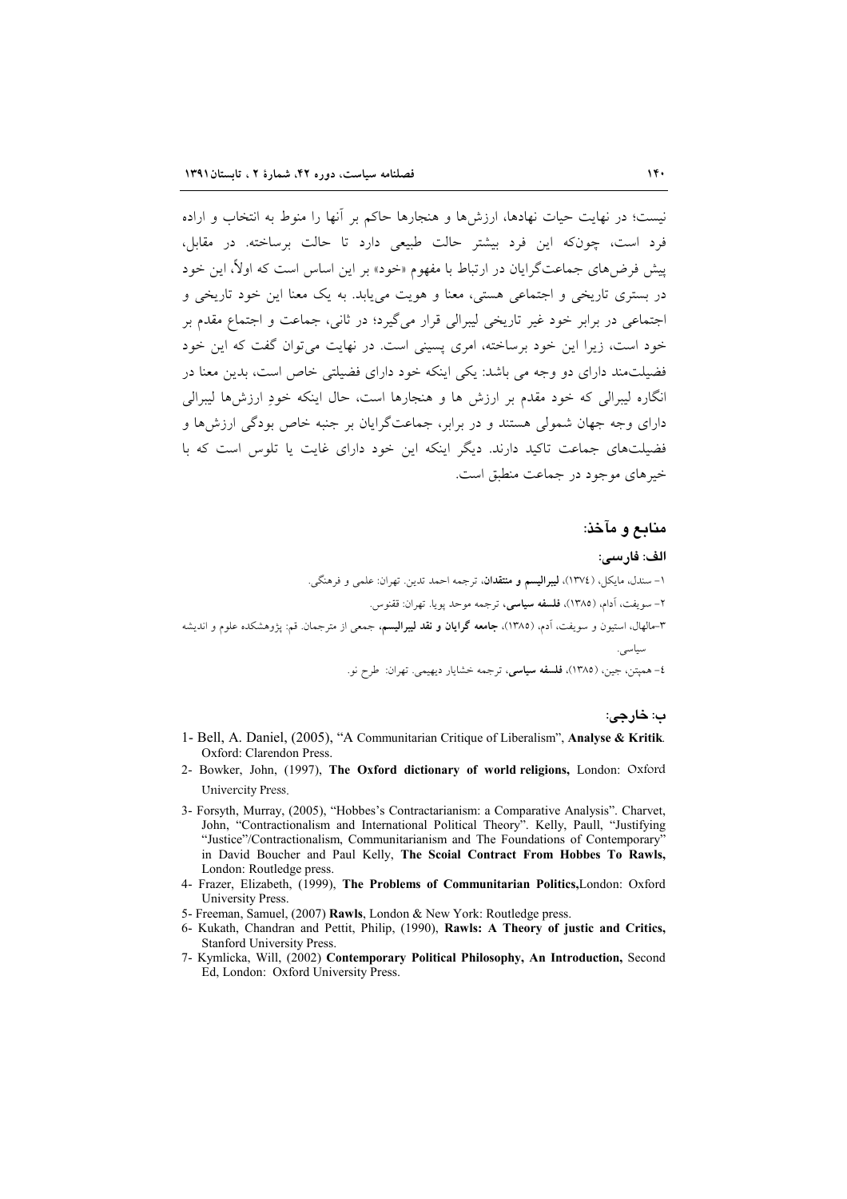نیست؛ در نهایت حیات نهادها، ارزش‌ها و هنجارها حاکم بر آنها را منوط به انتخاب و اراده فرد است، چون‌که این فرد بیشتر حالت طبیعی دارد تا حالت برساخته. در مقابل، پیش فرض‌های جماعت‌گرایان در ارتباط با مفهوم «خود» بر این اساس است که اولاً، این خود در بستری تاریخی و اجتماعی هستی، معنا و هویت می‌یابد. به یک معنا این خود تاریخی و اجتماعی در برابر خود غیر تاریخی لیبرالی قرار می‌گیرد؛ در ثانی، جماعت و اجتماع مقدم بر خود است، زیرا این خود برساخته، امری پسینی است. در نهایت می‌توان گفت که این خود فضیلت‌مند دارای دو وجه می باشد: یکی اینکه خود دارای فضیلتی خاص است، بدین معنا در انگاره لیبرالی که خود مقدم بر ارزش ها و هنجارها است، حال اینکه خودِ ارزش‌ها لیبرالی دارای وجه جهان شمولی هستند و در برابر، جماعت‌گرایان بر جنبه خاص بودگی ارزش‌ها و فضیلت‌های جماعت تاکید دارند. دیگر اینکه این خود دارای غایت یا تلوس است که با خیرهای موجود در جماعت منطبق است.

## منابع و مآخذ:

### الف: فارسی:

۱- سندل، مایکل، (۱۳۷٤)، **لیبرالیسم و منتقدان**، ترجمه احمد تدین. تهران: علمی و فرهنگی.

۲- سویفت، آدام، (۱۳۸۵)، **فلسفه سیاسی**، ترجمه موحد پویا. تهران: ققنوس.

۳-مالهال، استیون و سویفت، آدم، (۱۳۸۵)، **جامعه گرایان و نقد لیبرالیسم**، جمعی از مترجمان. قم: پژوهشکده علوم و اندیشه سیاسی.

٤- همپتن، جین، (۱۳۸۵)، **فلسفه سیاسی**، ترجمه خشایار دیهیمی. تهران: طرح نو.

### ب: خارجی:

1- Bell, A. Daniel, (2005), "A Communitarian Critique of Liberalism", **Analyse & Kritik**. Oxford: Clarendon Press.

2- Bowker, John, (1997), **The Oxford dictionary of world religions,** London: Oxford Univercity Press.

3- Forsyth, Murray, (2005), "Hobbes's Contractarianism: a Comparative Analysis". Charvet, John, "Contractionalism and International Political Theory". Kelly, Paull, "Justifying "Justice"/Contractionalism, Communitarianism and The Foundations of Contemporary" in David Boucher and Paul Kelly, **The Scoial Contract From Hobbes To Rawls,** London: Routledge press.

4- Frazer, Elizabeth, (1999), **The Problems of Communitarian Politics,**London: Oxford University Press.

5- Freeman, Samuel, (2007) **Rawls**, London & New York: Routledge press.

6- Kukath, Chandran and Pettit, Philip, (1990), **Rawls: A Theory of justic and Critics,** Stanford University Press.

7- Kymlicka, Will, (2002) **Contemporary Political Philosophy, An Introduction,** Second Ed, London: Oxford University Press.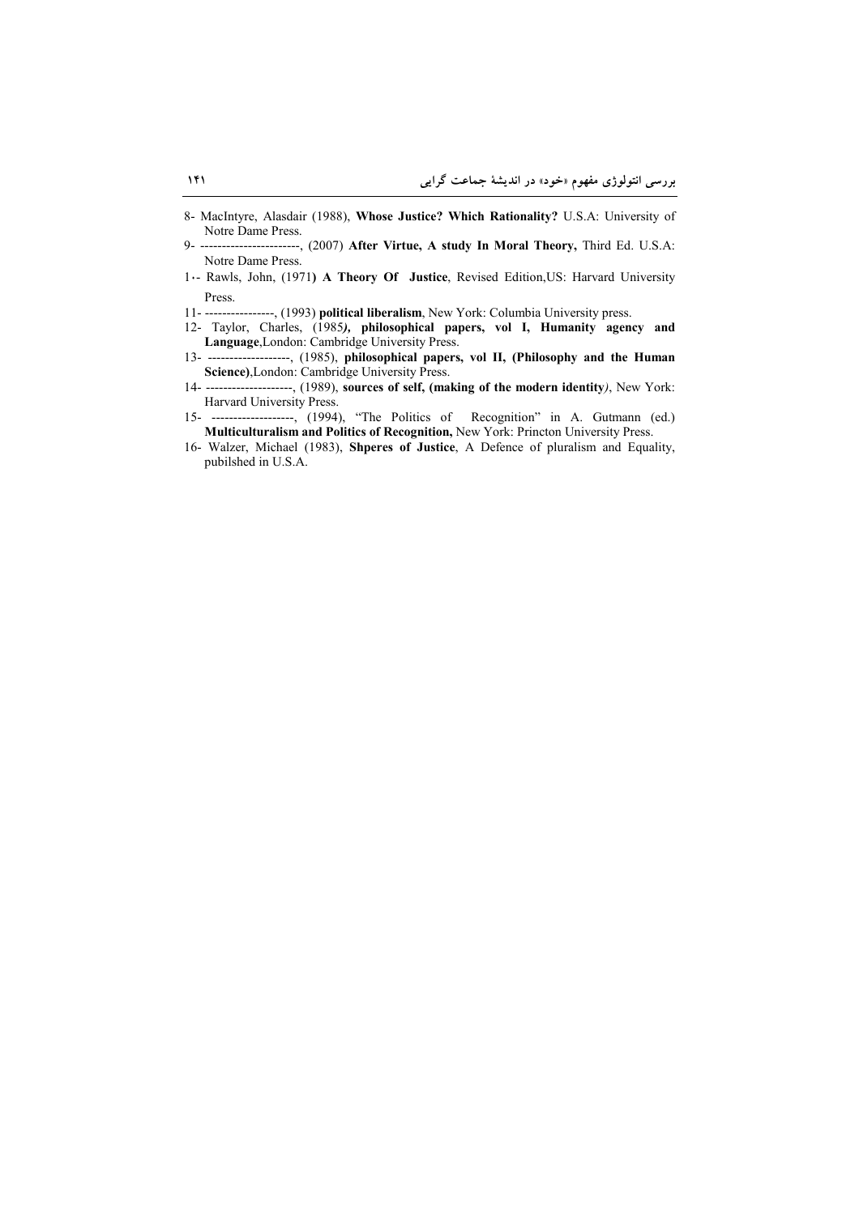8- MacIntyre, Alasdair (1988), **Whose Justice? Which Rationality?** U.S.A: University of Notre Dame Press.

9- -----------------------, (2007) **After Virtue, A study In Moral Theory,** Third Ed. U.S.A: Notre Dame Press.

1۰- Rawls, John, (1971**) A Theory Of Justice**, Revised Edition,US: Harvard University Press.

11- ----------------, (1993) **political liberalism**, New York: Columbia University press.

12- Taylor, Charles, (1985***),* philosophical papers, vol I, Humanity agency and Language**,London: Cambridge University Press.

13- -------------------, (1985), **philosophical papers, vol II, (Philosophy and the Human Science)**,London: Cambridge University Press.

14- --------------------, (1989), **sources of self, (making of the modern identity***)*, New York: Harvard University Press.

15- -------------------, (1994), "The Politics of Recognition" in A. Gutmann (ed.) **Multiculturalism and Politics of Recognition,** New York: Princton University Press.

16- Walzer, Michael (1983), **Shperes of Justice**, A Defence of pluralism and Equality, pubilshed in U.S.A.